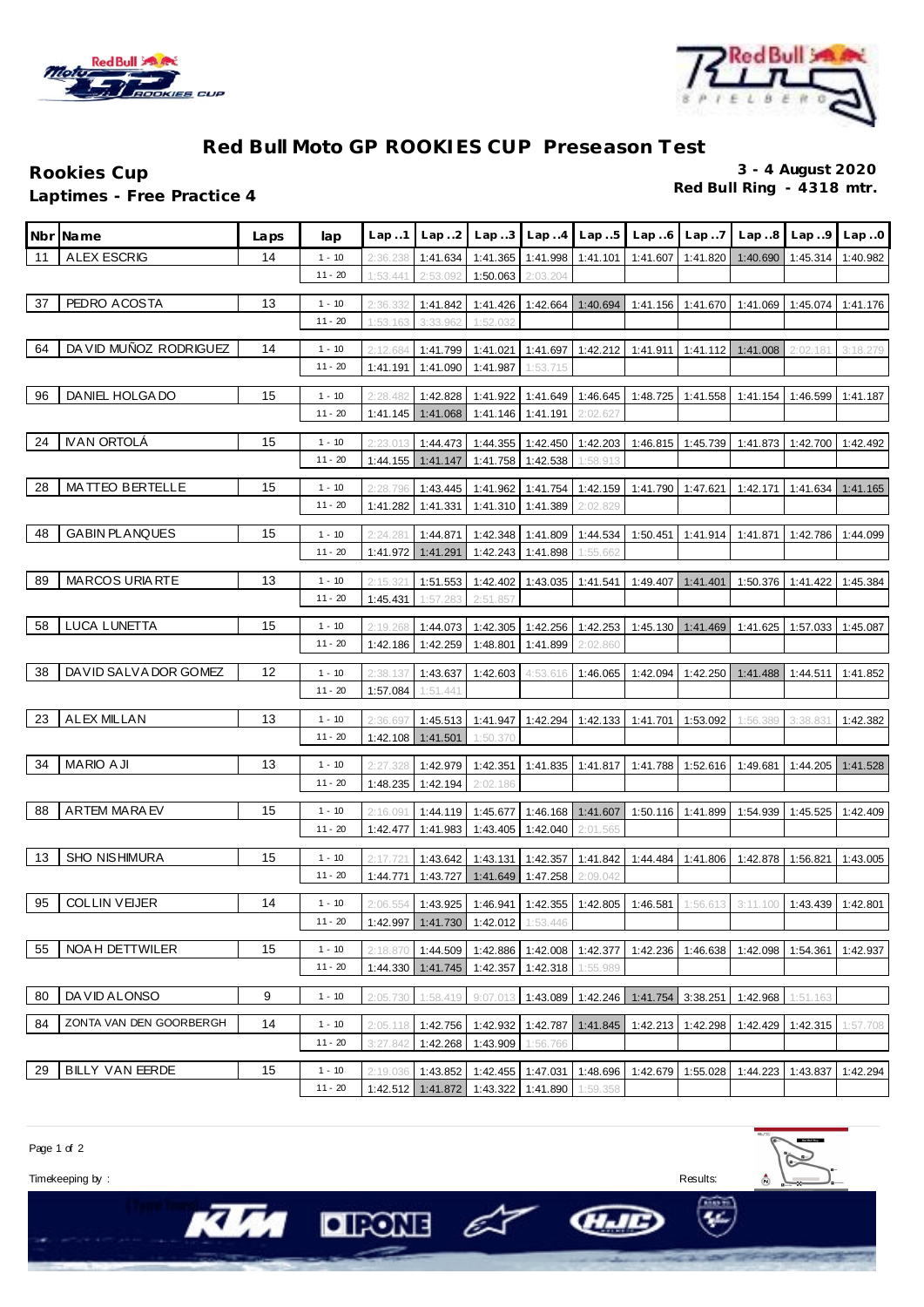# Red Bull Moto GP ROOKIES CUP Preseason Test

**Rookies Cup**

**Laptimes - Free Practice 4**

**3 - 4 August 2020**

**Red Bull Ring - 4318 mtr.**

| Nbr | Name | Laps | lap | Lap ..1 | Lap ..2 | Lap ..3 | Lap ..4 | Lap ..5 | Lap ..6 | Lap ..7 | Lap ..8 | Lap ..9 | Lap ..0 |
|---|---|---|---|---|---|---|---|---|---|---|---|---|---|
| 11 | ALEX ESCRIG | 14 | 1 - 10 | 2:36.238 | 1:41.634 | 1:41.365 | 1:41.998 | 1:41.101 | 1:41.607 | 1:41.820 | 1:40.690 | 1:45.314 | 1:40.982 |
| | | | 11 - 20 | 1:53.441 | 2:53.092 | 1:50.063 | 2:03.204 | | | | | | |
| 37 | PEDRO ACOSTA | 13 | 1 - 10 | 2:36.332 | 1:41.842 | 1:41.426 | 1:42.664 | 1:40.694 | 1:41.156 | 1:41.670 | 1:41.069 | 1:45.074 | 1:41.176 |
| | | | 11 - 20 | 1:53.163 | 3:33.962 | 1:52.032 | | | | | | | |
| 64 | DAVID MUÑOZ RODRIGUEZ | 14 | 1 - 10 | 2:12.684 | 1:41.799 | 1:41.021 | 1:41.697 | 1:42.212 | 1:41.911 | 1:41.112 | 1:41.008 | 2:02.181 | 3:18.279 |
| | | | 11 - 20 | 1:41.191 | 1:41.090 | 1:41.987 | 1:53.715 | | | | | | |
| 96 | DANIEL HOLGADO | 15 | 1 - 10 | 2:28.482 | 1:42.828 | 1:41.922 | 1:41.649 | 1:46.645 | 1:48.725 | 1:41.558 | 1:41.154 | 1:46.599 | 1:41.187 |
| | | | 11 - 20 | 1:41.145 | 1:41.068 | 1:41.146 | 1:41.191 | 2:02.627 | | | | | |
| 24 | IVAN ORTOLÁ | 15 | 1 - 10 | 2:23.013 | 1:44.473 | 1:44.355 | 1:42.450 | 1:42.203 | 1:46.815 | 1:45.739 | 1:41.873 | 1:42.700 | 1:42.492 |
| | | | 11 - 20 | 1:44.155 | 1:41.147 | 1:41.758 | 1:42.538 | 1:58.913 | | | | | |
| 28 | MATTEO BERTELLE | 15 | 1 - 10 | 2:28.796 | 1:43.445 | 1:41.962 | 1:41.754 | 1:42.159 | 1:41.790 | 1:47.621 | 1:42.171 | 1:41.634 | 1:41.165 |
| | | | 11 - 20 | 1:41.282 | 1:41.331 | 1:41.310 | 1:41.389 | 2:02.829 | | | | | |
| 48 | GABIN PLANQUES | 15 | 1 - 10 | 2:24.281 | 1:44.871 | 1:42.348 | 1:41.809 | 1:44.534 | 1:50.451 | 1:41.914 | 1:41.871 | 1:42.786 | 1:44.099 |
| | | | 11 - 20 | 1:41.972 | 1:41.291 | 1:42.243 | 1:41.898 | 1:55.662 | | | | | |
| 89 | MARCOS URIARTE | 13 | 1 - 10 | 2:15.321 | 1:51.553 | 1:42.402 | 1:43.035 | 1:41.541 | 1:49.407 | 1:41.401 | 1:50.376 | 1:41.422 | 1:45.384 |
| | | | 11 - 20 | 1:45.431 | 1:57.283 | 2:51.857 | | | | | | | |
| 58 | LUCA LUNETTA | 15 | 1 - 10 | 2:19.268 | 1:44.073 | 1:42.305 | 1:42.256 | 1:42.253 | 1:45.130 | 1:41.469 | 1:41.625 | 1:57.033 | 1:45.087 |
| | | | 11 - 20 | 1:42.186 | 1:42.259 | 1:48.801 | 1:41.899 | 2:02.860 | | | | | |
| 38 | DAVID SALVADOR GOMEZ | 12 | 1 - 10 | 2:38.137 | 1:43.637 | 1:42.603 | 4:53.616 | 1:46.065 | 1:42.094 | 1:42.250 | 1:41.488 | 1:44.511 | 1:41.852 |
| | | | 11 - 20 | 1:57.084 | 1:51.441 | | | | | | | | |
| 23 | ALEX MILLAN | 13 | 1 - 10 | 2:36.697 | 1:45.513 | 1:41.947 | 1:42.294 | 1:42.133 | 1:41.701 | 1:53.092 | 1:56.389 | 3:38.831 | 1:42.382 |
| | | | 11 - 20 | 1:42.108 | 1:41.501 | 1:50.370 | | | | | | | |
| 34 | MARIO AJI | 13 | 1 - 10 | 2:27.328 | 1:42.979 | 1:42.351 | 1:41.835 | 1:41.817 | 1:41.788 | 1:52.616 | 1:49.681 | 1:44.205 | 1:41.528 |
| | | | 11 - 20 | 1:48.235 | 1:42.194 | 2:02.186 | | | | | | | |
| 88 | ARTEM MARAEV | 15 | 1 - 10 | 2:16.091 | 1:44.119 | 1:45.677 | 1:46.168 | 1:41.607 | 1:50.116 | 1:41.899 | 1:54.939 | 1:45.525 | 1:42.409 |
| | | | 11 - 20 | 1:42.477 | 1:41.983 | 1:43.405 | 1:42.040 | 2:01.565 | | | | | |
| 13 | SHO NISHIMURA | 15 | 1 - 10 | 2:17.721 | 1:43.642 | 1:43.131 | 1:42.357 | 1:41.842 | 1:44.484 | 1:41.806 | 1:42.878 | 1:56.821 | 1:43.005 |
| | | | 11 - 20 | 1:44.771 | 1:43.727 | 1:41.649 | 1:47.258 | 2:09.042 | | | | | |
| 95 | COLLIN VEIJER | 14 | 1 - 10 | 2:06.554 | 1:43.925 | 1:46.941 | 1:42.355 | 1:42.805 | 1:46.581 | 1:56.613 | 3:11.100 | 1:43.439 | 1:42.801 |
| | | | 11 - 20 | 1:42.997 | 1:41.730 | 1:42.012 | 1:53.446 | | | | | | |
| 55 | NOAH DETTWILER | 15 | 1 - 10 | 2:18.870 | 1:44.509 | 1:42.886 | 1:42.008 | 1:42.377 | 1:42.236 | 1:46.638 | 1:42.098 | 1:54.361 | 1:42.937 |
| | | | 11 - 20 | 1:44.330 | 1:41.745 | 1:42.357 | 1:42.318 | 1:55.989 | | | | | |
| 80 | DAVID ALONSO | 9 | 1 - 10 | 2:05.730 | 1:58.419 | 9:07.013 | 1:43.089 | 1:42.246 | 1:41.754 | 3:38.251 | 1:42.968 | 1:51.163 | |
| 84 | ZONTA VAN DEN GOORBERGH | 14 | 1 - 10 | 2:05.118 | 1:42.756 | 1:42.932 | 1:42.787 | 1:41.845 | 1:42.213 | 1:42.298 | 1:42.429 | 1:42.315 | 1:57.708 |
| | | | 11 - 20 | 3:27.842 | 1:42.268 | 1:43.909 | 1:56.766 | | | | | | |
| 29 | BILLY VAN EERDE | 15 | 1 - 10 | 2:19.036 | 1:43.852 | 1:42.455 | 1:47.031 | 1:48.696 | 1:42.679 | 1:55.028 | 1:44.223 | 1:43.837 | 1:42.294 |
| | | | 11 - 20 | 1:42.512 | 1:41.872 | 1:43.322 | 1:41.890 | 1:59.358 | | | | | |

Timekeeping by :

Results: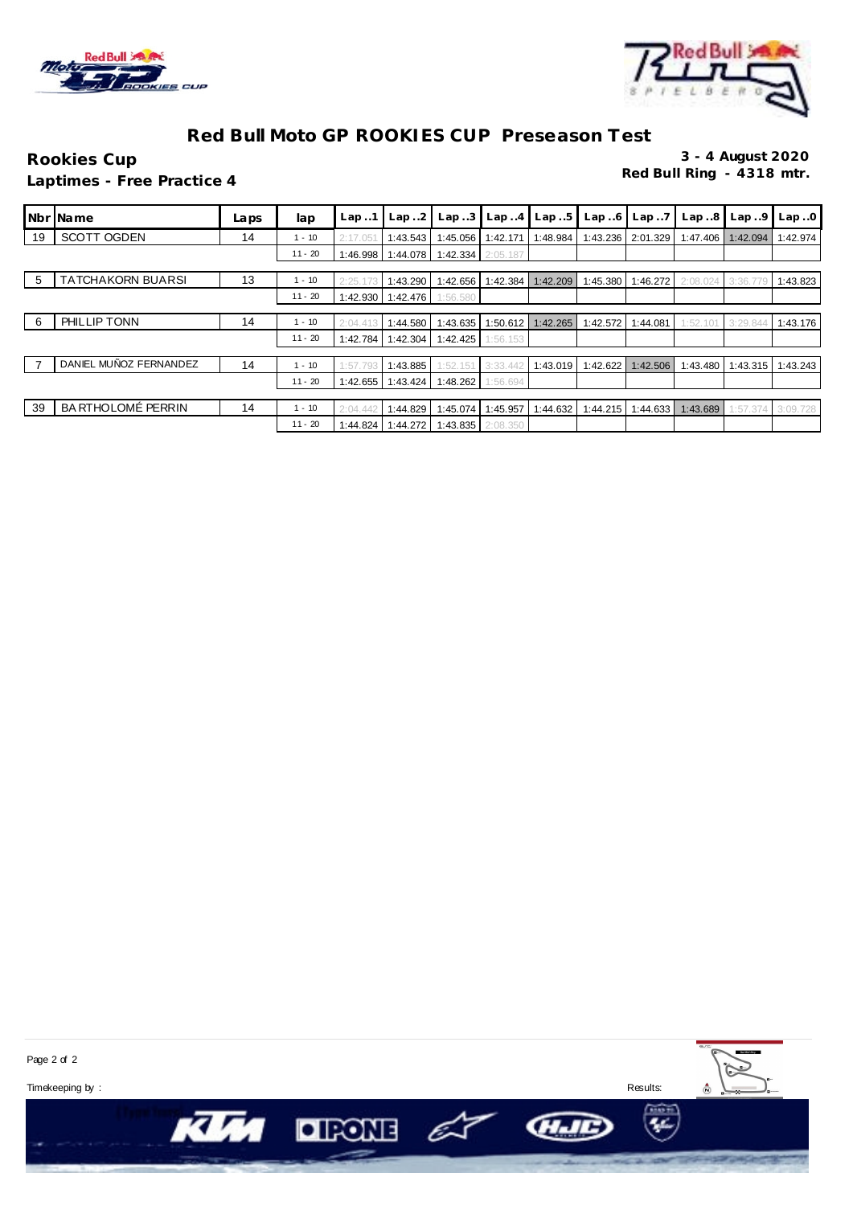# Red Bull Moto GP ROOKIES CUP Preseason Test

## Rookies Cup

**Laptimes - Free Practice 4**

**3 - 4 August 2020**
**Red Bull Ring - 4318 mtr.**

| Nbr | Name | Laps | lap | Lap ..1 | Lap ..2 | Lap ..3 | Lap ..4 | Lap ..5 | Lap ..6 | Lap ..7 | Lap ..8 | Lap ..9 | Lap ..0 |
|---|---|---|---|---|---|---|---|---|---|---|---|---|---|
| 19 | SCOTT OGDEN | 14 | 1 - 10 | 2:17.051 | 1:43.543 | 1:45.056 | 1:42.171 | 1:48.984 | 1:43.236 | 2:01.329 | 1:47.406 | 1:42.094 | 1:42.974 |
| | | | 11 - 20 | 1:46.998 | 1:44.078 | 1:42.334 | 2:05.187 | | | | | | |
| 5 | TATCHAKORN BUARSI | 13 | 1 - 10 | 2:25.173 | 1:43.290 | 1:42.656 | 1:42.384 | 1:42.209 | 1:45.380 | 1:46.272 | 2:08.024 | 3:36.779 | 1:43.823 |
| | | | 11 - 20 | 1:42.930 | 1:42.476 | 1:56.580 | | | | | | | |
| 6 | PHILLIP TONN | 14 | 1 - 10 | 2:04.413 | 1:44.580 | 1:43.635 | 1:50.612 | 1:42.265 | 1:42.572 | 1:44.081 | 1:52.101 | 3:29.844 | 1:43.176 |
| | | | 11 - 20 | 1:42.784 | 1:42.304 | 1:42.425 | 1:56.153 | | | | | | |
| 7 | DANIEL MUÑOZ FERNANDEZ | 14 | 1 - 10 | 1:57.793 | 1:43.885 | 1:52.151 | 3:33.442 | 1:43.019 | 1:42.622 | 1:42.506 | 1:43.480 | 1:43.315 | 1:43.243 |
| | | | 11 - 20 | 1:42.655 | 1:43.424 | 1:48.262 | 1:56.694 | | | | | | |
| 39 | BARTHOLOMÉ PERRIN | 14 | 1 - 10 | 2:04.442 | 1:44.829 | 1:45.074 | 1:45.957 | 1:44.632 | 1:44.215 | 1:44.633 | 1:43.689 | 1:57.374 | 3:09.728 |
| | | | 11 - 20 | 1:44.824 | 1:44.272 | 1:43.835 | 2:08.350 | | | | | | |

Timekeeping by :

Results: